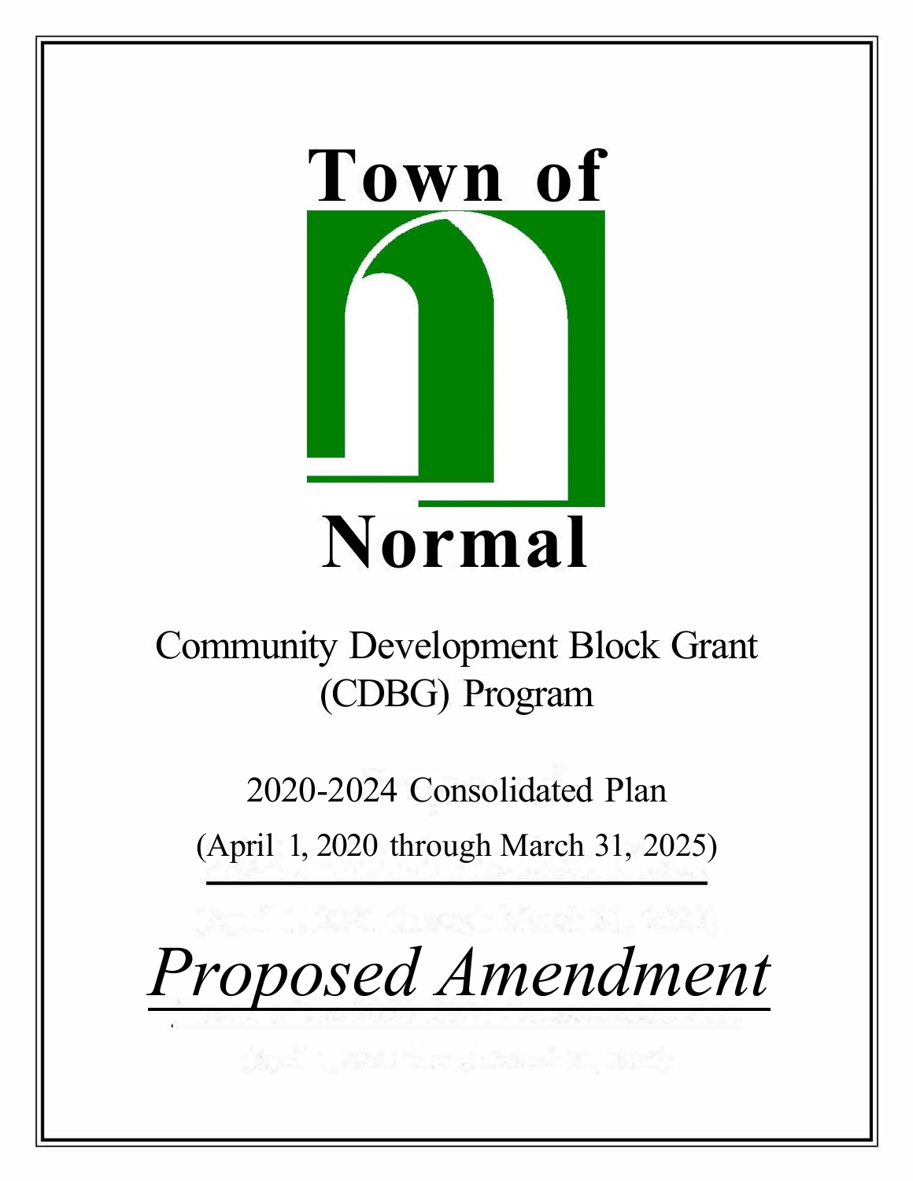# Town of Normal

Community Development Block Grant (CDBG) Program

2020-2024 Consolidated Plan

(April 1, 2020 through March 31, 2025)

*Proposed Amendment*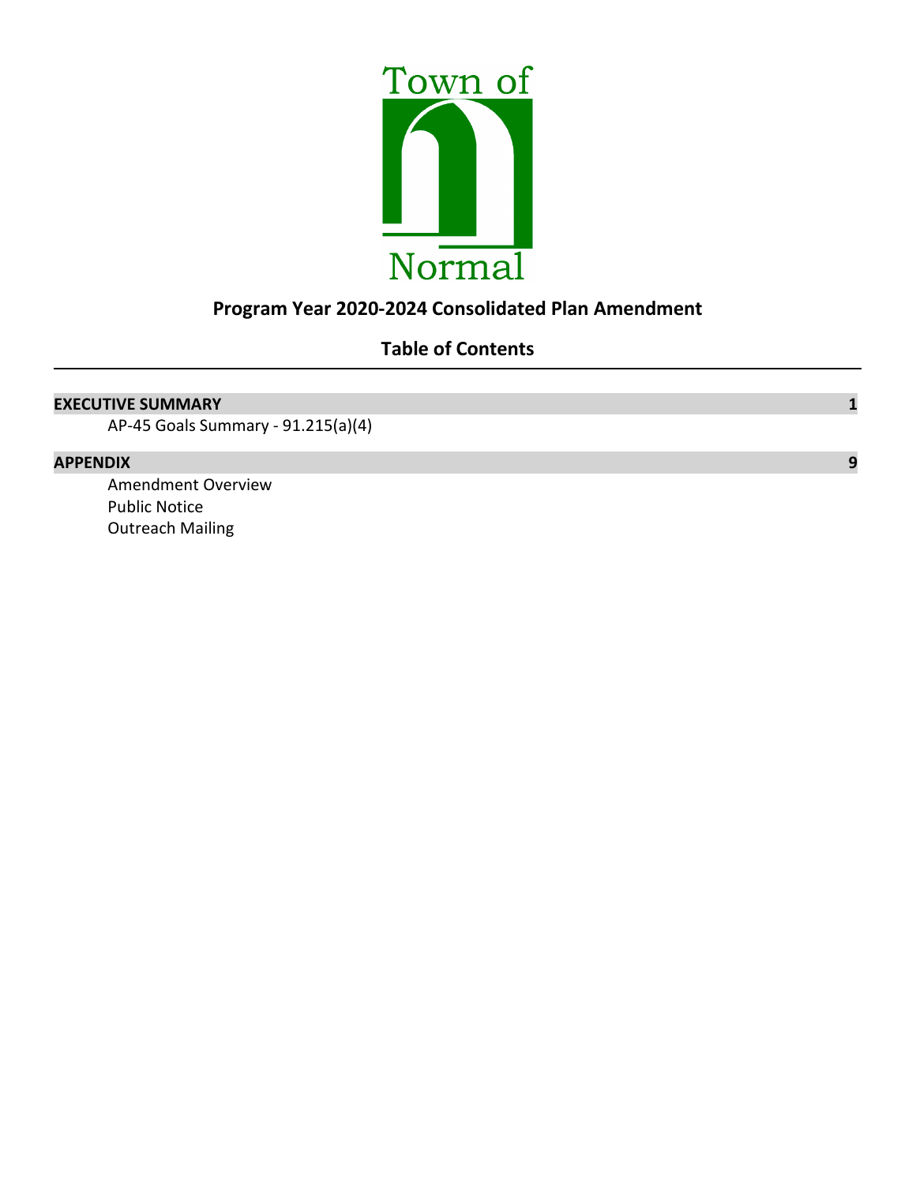Town of Normal

# Program Year 2020-2024 Consolidated Plan Amendment

## Table of Contents

| | |
|---|---|
| **EXECUTIVE SUMMARY** | **1** |
| AP-45 Goals Summary - 91.215(a)(4) | |
| **APPENDIX** | **9** |
| Amendment Overview | |
| Public Notice | |
| Outreach Mailing | |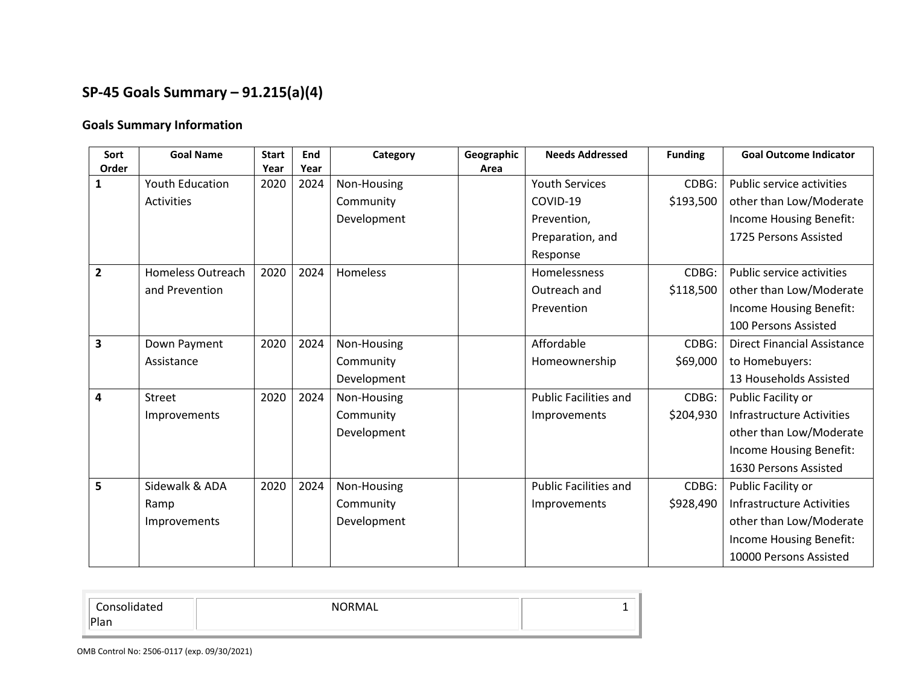## SP-45 Goals Summary – 91.215(a)(4)

### Goals Summary Information

| Sort Order | Goal Name | Start Year | End Year | Category | Geographic Area | Needs Addressed | Funding | Goal Outcome Indicator |
|---|---|---|---|---|---|---|---|---|
| 1 | Youth Education Activities | 2020 | 2024 | Non-Housing Community Development | | Youth Services COVID-19 Prevention, Preparation, and Response | CDBG: $193,500 | Public service activities other than Low/Moderate Income Housing Benefit: 1725 Persons Assisted |
| 2 | Homeless Outreach and Prevention | 2020 | 2024 | Homeless | | Homelessness Outreach and Prevention | CDBG: $118,500 | Public service activities other than Low/Moderate Income Housing Benefit: 100 Persons Assisted |
| 3 | Down Payment Assistance | 2020 | 2024 | Non-Housing Community Development | | Affordable Homeownership | CDBG: $69,000 | Direct Financial Assistance to Homebuyers: 13 Households Assisted |
| 4 | Street Improvements | 2020 | 2024 | Non-Housing Community Development | | Public Facilities and Improvements | CDBG: $204,930 | Public Facility or Infrastructure Activities other than Low/Moderate Income Housing Benefit: 1630 Persons Assisted |
| 5 | Sidewalk & ADA Ramp Improvements | 2020 | 2024 | Non-Housing Community Development | | Public Facilities and Improvements | CDBG: $928,490 | Public Facility or Infrastructure Activities other than Low/Moderate Income Housing Benefit: 10000 Persons Assisted |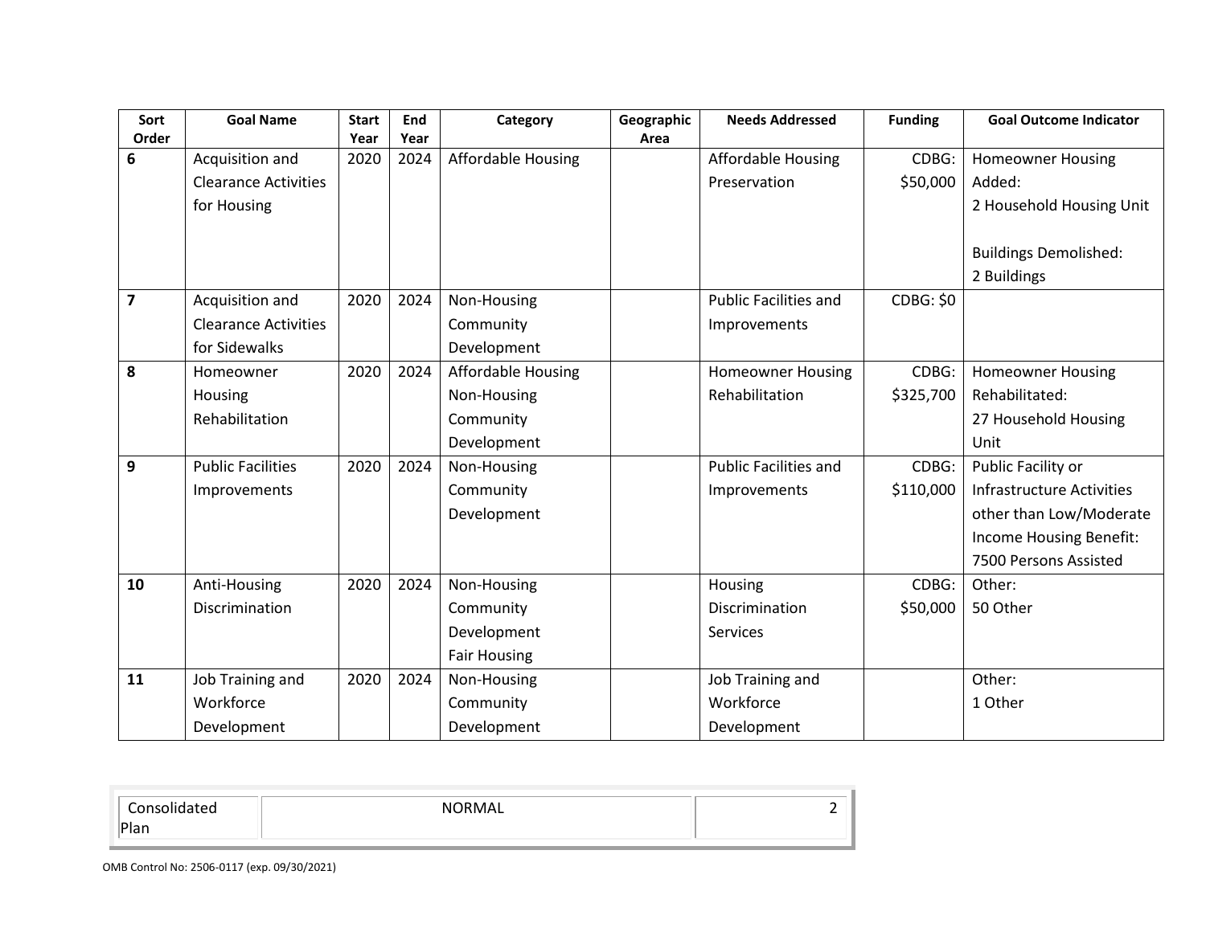| Sort Order | Goal Name | Start Year | End Year | Category | Geographic Area | Needs Addressed | Funding | Goal Outcome Indicator |
|---|---|---|---|---|---|---|---|---|
| **6** | Acquisition and Clearance Activities for Housing | 2020 | 2024 | Affordable Housing | | Affordable Housing Preservation | CDBG: $50,000 | Homeowner Housing Added: 2 Household Housing Unit<br><br>Buildings Demolished: 2 Buildings |
| **7** | Acquisition and Clearance Activities for Sidewalks | 2020 | 2024 | Non-Housing Community Development | | Public Facilities and Improvements | CDBG: $0 | |
| **8** | Homeowner Housing Rehabilitation | 2020 | 2024 | Affordable Housing<br>Non-Housing Community Development | | Homeowner Housing Rehabilitation | CDBG: $325,700 | Homeowner Housing Rehabilitated: 27 Household Housing Unit |
| **9** | Public Facilities Improvements | 2020 | 2024 | Non-Housing Community Development | | Public Facilities and Improvements | CDBG: $110,000 | Public Facility or Infrastructure Activities other than Low/Moderate Income Housing Benefit: 7500 Persons Assisted |
| **10** | Anti-Housing Discrimination | 2020 | 2024 | Non-Housing Community Development<br>Fair Housing | | Housing Discrimination Services | CDBG: $50,000 | Other: 50 Other |
| **11** | Job Training and Workforce Development | 2020 | 2024 | Non-Housing Community Development | | Job Training and Workforce Development | | Other: 1 Other |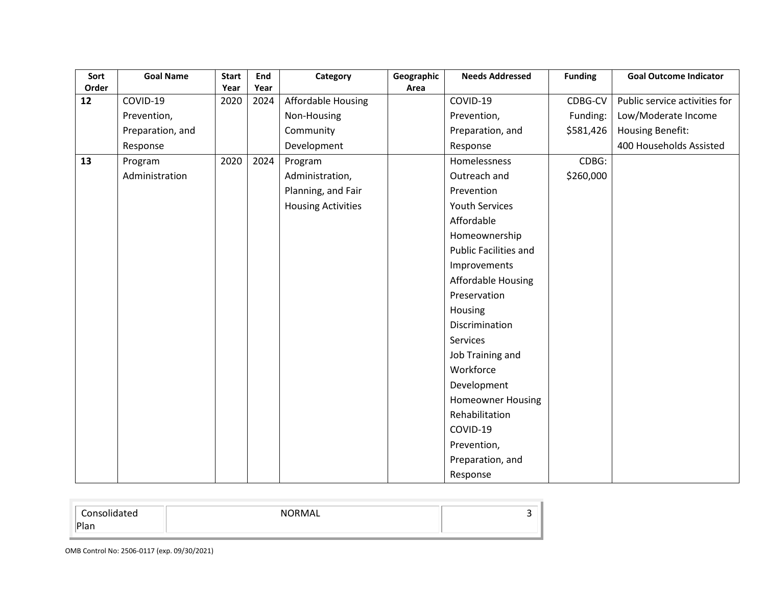| Sort Order | Goal Name | Start Year | End Year | Category | Geographic Area | Needs Addressed | Funding | Goal Outcome Indicator |
|---|---|---|---|---|---|---|---|---|
| **12** | COVID-19 Prevention, Preparation, and Response | 2020 | 2024 | Affordable Housing<br>Non-Housing Community Development | | COVID-19 Prevention, Preparation, and Response | CDBG-CV Funding: $581,426 | Public service activities for Low/Moderate Income Housing Benefit:<br>400 Households Assisted |
| **13** | Program Administration | 2020 | 2024 | Program Administration, Planning, and Fair Housing Activities | | Homelessness Outreach and Prevention<br>Youth Services<br>Affordable Homeownership<br>Public Facilities and Improvements<br>Affordable Housing Preservation<br>Housing Discrimination Services<br>Job Training and Workforce Development<br>Homeowner Housing Rehabilitation<br>COVID-19 Prevention, Preparation, and Response | CDBG: $260,000 | |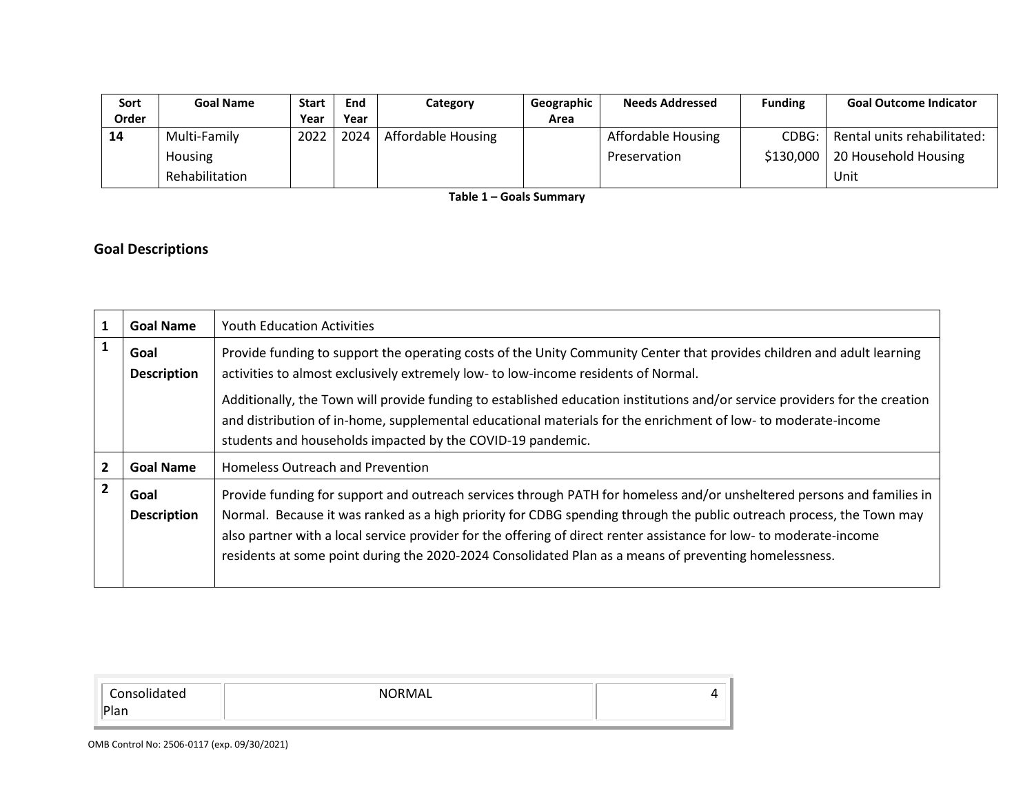| Sort Order | Goal Name | Start Year | End Year | Category | Geographic Area | Needs Addressed | Funding | Goal Outcome Indicator |
|---|---|---|---|---|---|---|---|---|
| **14** | Multi-Family Housing Rehabilitation | 2022 | 2024 | Affordable Housing | | Affordable Housing Preservation | CDBG: $130,000 | Rental units rehabilitated: 20 Household Housing Unit |

**Table 1 – Goals Summary**

## Goal Descriptions

| | | |
|---|---|---|
| **1** | **Goal Name** | Youth Education Activities |
| **1** | **Goal Description** | Provide funding to support the operating costs of the Unity Community Center that provides children and adult learning activities to almost exclusively extremely low- to low-income residents of Normal.<br><br>Additionally, the Town will provide funding to established education institutions and/or service providers for the creation and distribution of in-home, supplemental educational materials for the enrichment of low- to moderate-income students and households impacted by the COVID-19 pandemic. |
| **2** | **Goal Name** | Homeless Outreach and Prevention |
| **2** | **Goal Description** | Provide funding for support and outreach services through PATH for homeless and/or unsheltered persons and families in Normal. Because it was ranked as a high priority for CDBG spending through the public outreach process, the Town may also partner with a local service provider for the offering of direct renter assistance for low- to moderate-income residents at some point during the 2020-2024 Consolidated Plan as a means of preventing homelessness. |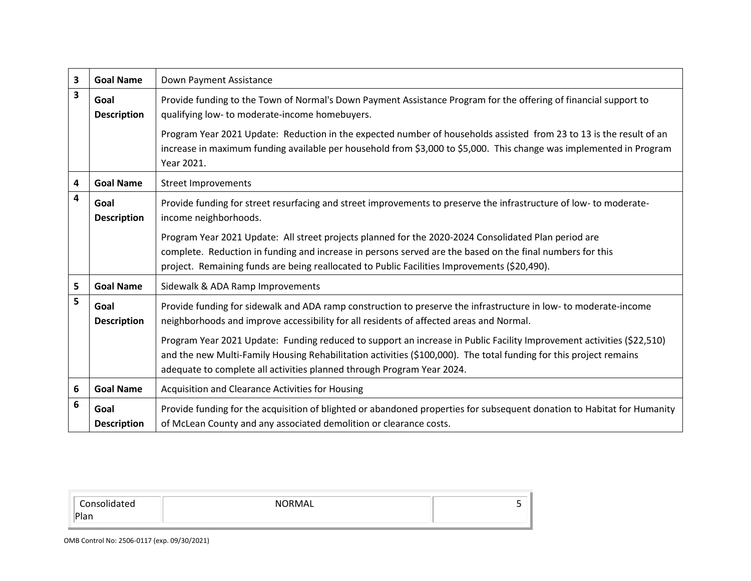| | | |
|---|---|---|
| **3** | **Goal Name** | Down Payment Assistance |
| **3** | **Goal Description** | Provide funding to the Town of Normal's Down Payment Assistance Program for the offering of financial support to qualifying low- to moderate-income homebuyers.<br><br>Program Year 2021 Update: Reduction in the expected number of households assisted from 23 to 13 is the result of an increase in maximum funding available per household from \$3,000 to \$5,000. This change was implemented in Program Year 2021. |
| **4** | **Goal Name** | Street Improvements |
| **4** | **Goal Description** | Provide funding for street resurfacing and street improvements to preserve the infrastructure of low- to moderate-income neighborhoods.<br><br>Program Year 2021 Update: All street projects planned for the 2020-2024 Consolidated Plan period are complete. Reduction in funding and increase in persons served are the based on the final numbers for this project. Remaining funds are being reallocated to Public Facilities Improvements (\$20,490). |
| **5** | **Goal Name** | Sidewalk & ADA Ramp Improvements |
| **5** | **Goal Description** | Provide funding for sidewalk and ADA ramp construction to preserve the infrastructure in low- to moderate-income neighborhoods and improve accessibility for all residents of affected areas and Normal.<br><br>Program Year 2021 Update: Funding reduced to support an increase in Public Facility Improvement activities (\$22,510) and the new Multi-Family Housing Rehabilitation activities (\$100,000). The total funding for this project remains adequate to complete all activities planned through Program Year 2024. |
| **6** | **Goal Name** | Acquisition and Clearance Activities for Housing |
| **6** | **Goal Description** | Provide funding for the acquisition of blighted or abandoned properties for subsequent donation to Habitat for Humanity of McLean County and any associated demolition or clearance costs. |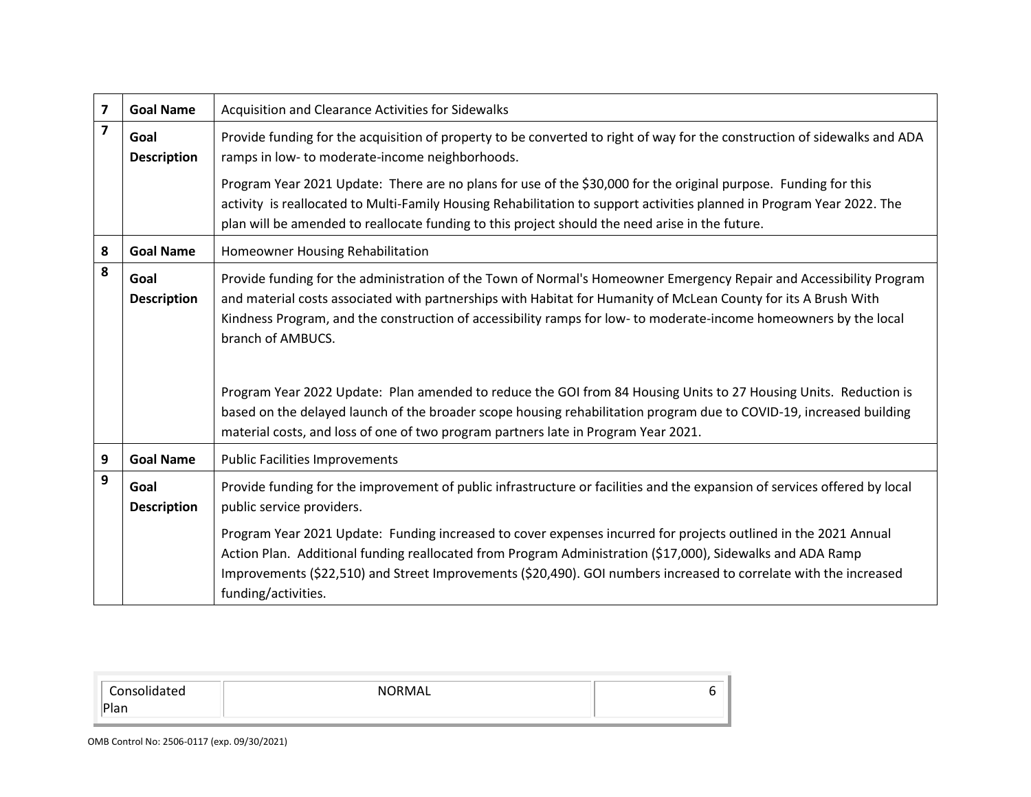| | | |
|---|---|---|
| 7 | **Goal Name** | Acquisition and Clearance Activities for Sidewalks |
| 7 | **Goal Description** | Provide funding for the acquisition of property to be converted to right of way for the construction of sidewalks and ADA ramps in low- to moderate-income neighborhoods.<br><br>Program Year 2021 Update: There are no plans for use of the $30,000 for the original purpose. Funding for this activity is reallocated to Multi-Family Housing Rehabilitation to support activities planned in Program Year 2022. The plan will be amended to reallocate funding to this project should the need arise in the future. |
| 8 | **Goal Name** | Homeowner Housing Rehabilitation |
| 8 | **Goal Description** | Provide funding for the administration of the Town of Normal's Homeowner Emergency Repair and Accessibility Program and material costs associated with partnerships with Habitat for Humanity of McLean County for its A Brush With Kindness Program, and the construction of accessibility ramps for low- to moderate-income homeowners by the local branch of AMBUCS.<br><br>Program Year 2022 Update: Plan amended to reduce the GOI from 84 Housing Units to 27 Housing Units. Reduction is based on the delayed launch of the broader scope housing rehabilitation program due to COVID-19, increased building material costs, and loss of one of two program partners late in Program Year 2021. |
| 9 | **Goal Name** | Public Facilities Improvements |
| 9 | **Goal Description** | Provide funding for the improvement of public infrastructure or facilities and the expansion of services offered by local public service providers.<br><br>Program Year 2021 Update: Funding increased to cover expenses incurred for projects outlined in the 2021 Annual Action Plan. Additional funding reallocated from Program Administration ($17,000), Sidewalks and ADA Ramp Improvements ($22,510) and Street Improvements ($20,490). GOI numbers increased to correlate with the increased funding/activities. |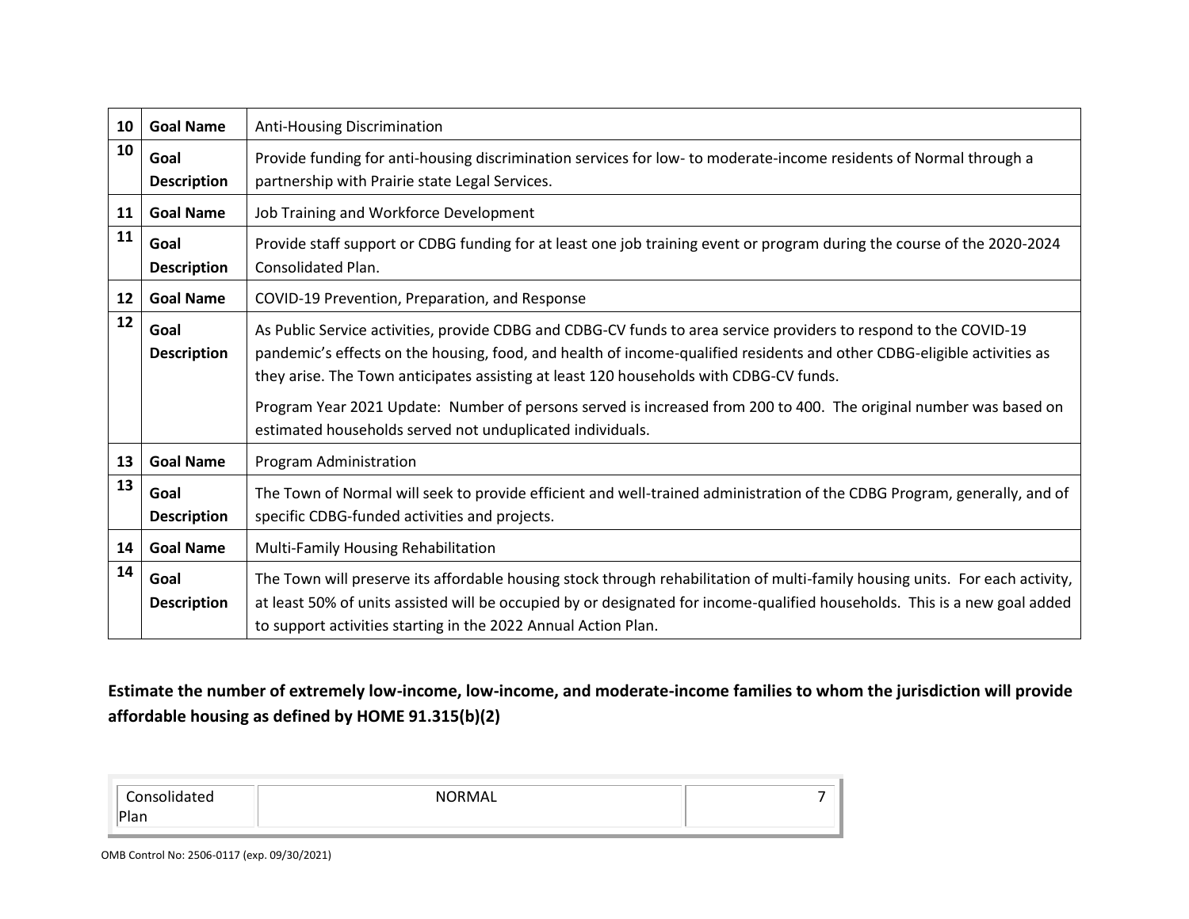| | | |
|---|---|---|
| 10 | **Goal Name** | Anti-Housing Discrimination |
| 10 | **Goal Description** | Provide funding for anti-housing discrimination services for low- to moderate-income residents of Normal through a partnership with Prairie state Legal Services. |
| 11 | **Goal Name** | Job Training and Workforce Development |
| 11 | **Goal Description** | Provide staff support or CDBG funding for at least one job training event or program during the course of the 2020-2024 Consolidated Plan. |
| 12 | **Goal Name** | COVID-19 Prevention, Preparation, and Response |
| 12 | **Goal Description** | As Public Service activities, provide CDBG and CDBG-CV funds to area service providers to respond to the COVID-19 pandemic's effects on the housing, food, and health of income-qualified residents and other CDBG-eligible activities as they arise. The Town anticipates assisting at least 120 households with CDBG-CV funds.<br><br>Program Year 2021 Update: Number of persons served is increased from 200 to 400. The original number was based on estimated households served not unduplicated individuals. |
| 13 | **Goal Name** | Program Administration |
| 13 | **Goal Description** | The Town of Normal will seek to provide efficient and well-trained administration of the CDBG Program, generally, and of specific CDBG-funded activities and projects. |
| 14 | **Goal Name** | Multi-Family Housing Rehabilitation |
| 14 | **Goal Description** | The Town will preserve its affordable housing stock through rehabilitation of multi-family housing units. For each activity, at least 50% of units assisted will be occupied by or designated for income-qualified households. This is a new goal added to support activities starting in the 2022 Annual Action Plan. |

**Estimate the number of extremely low-income, low-income, and moderate-income families to whom the jurisdiction will provide affordable housing as defined by HOME 91.315(b)(2)**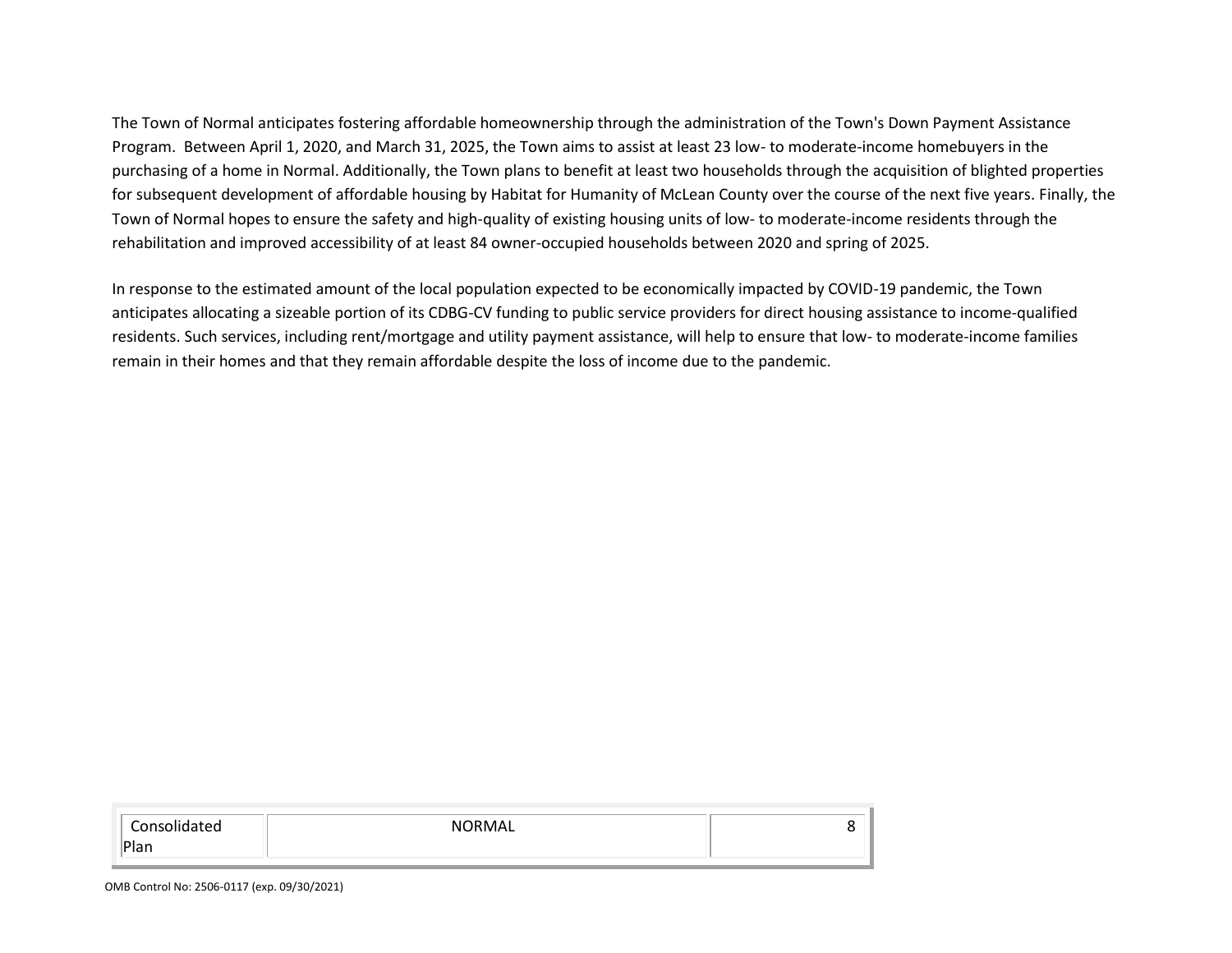The Town of Normal anticipates fostering affordable homeownership through the administration of the Town's Down Payment Assistance Program.  Between April 1, 2020, and March 31, 2025, the Town aims to assist at least 23 low- to moderate-income homebuyers in the purchasing of a home in Normal. Additionally, the Town plans to benefit at least two households through the acquisition of blighted properties for subsequent development of affordable housing by Habitat for Humanity of McLean County over the course of the next five years. Finally, the Town of Normal hopes to ensure the safety and high-quality of existing housing units of low- to moderate-income residents through the rehabilitation and improved accessibility of at least 84 owner-occupied households between 2020 and spring of 2025.

In response to the estimated amount of the local population expected to be economically impacted by COVID-19 pandemic, the Town anticipates allocating a sizeable portion of its CDBG-CV funding to public service providers for direct housing assistance to income-qualified residents. Such services, including rent/mortgage and utility payment assistance, will help to ensure that low- to moderate-income families remain in their homes and that they remain affordable despite the loss of income due to the pandemic.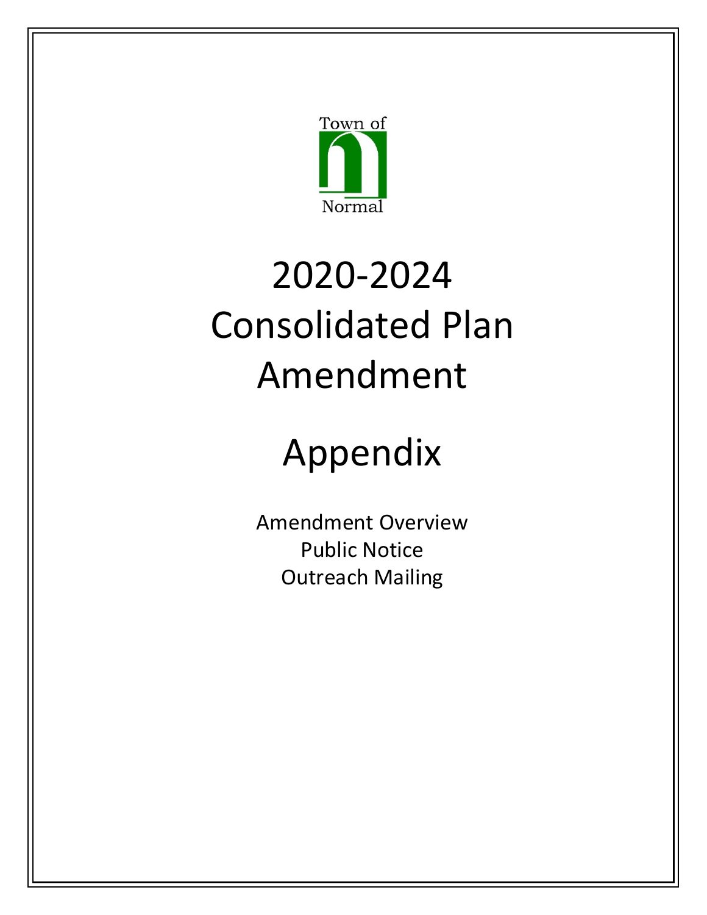Town of

Normal

# 2020-2024 Consolidated Plan Amendment

# Appendix

Amendment Overview
Public Notice
Outreach Mailing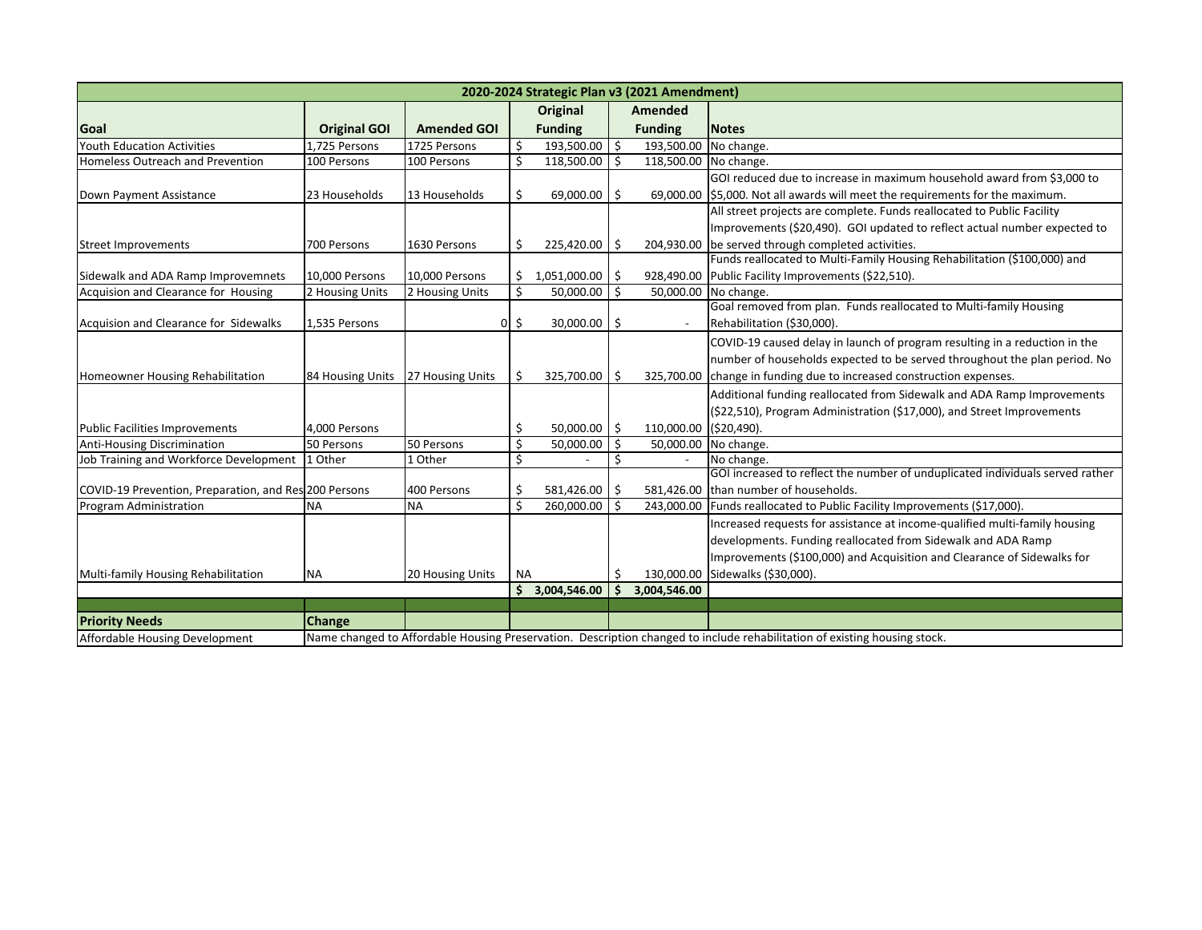| 2020-2024 Strategic Plan v3 (2021 Amendment) | | | | | |
|---|---|---|---|---|---|
| **Goal** | **Original GOI** | **Amended GOI** | **Original Funding** | **Amended Funding** | **Notes** |
| Youth Education Activities | 1,725 Persons | 1725 Persons | $ 193,500.00 | $ 193,500.00 | No change. |
| Homeless Outreach and Prevention | 100 Persons | 100 Persons | $ 118,500.00 | $ 118,500.00 | No change. |
| Down Payment Assistance | 23 Households | 13 Households | $ 69,000.00 | $ 69,000.00 | GOI reduced due to increase in maximum household award from $3,000 to $5,000. Not all awards will meet the requirements for the maximum. |
| Street Improvements | 700 Persons | 1630 Persons | $ 225,420.00 | $ 204,930.00 | All street projects are complete. Funds reallocated to Public Facility Improvements ($20,490). GOI updated to reflect actual number expected to be served through completed activities. |
| Sidewalk and ADA Ramp Improvemnets | 10,000 Persons | 10,000 Persons | $ 1,051,000.00 | $ 928,490.00 | Funds reallocated to Multi-Family Housing Rehabilitation ($100,000) and Public Facility Improvements ($22,510). |
| Acquision and Clearance for Housing | 2 Housing Units | 2 Housing Units | $ 50,000.00 | $ 50,000.00 | No change. |
| Acquision and Clearance for Sidewalks | 1,535 Persons | 0 | $ 30,000.00 | $ - | Goal removed from plan. Funds reallocated to Multi-family Housing Rehabilitation ($30,000). |
| Homeowner Housing Rehabilitation | 84 Housing Units | 27 Housing Units | $ 325,700.00 | $ 325,700.00 | COVID-19 caused delay in launch of program resulting in a reduction in the number of households expected to be served throughout the plan period. No change in funding due to increased construction expenses. |
| Public Facilities Improvements | 4,000 Persons | | $ 50,000.00 | $ 110,000.00 | Additional funding reallocated from Sidewalk and ADA Ramp Improvements ($22,510), Program Administration ($17,000), and Street Improvements ($20,490). |
| Anti-Housing Discrimination | 50 Persons | 50 Persons | $ 50,000.00 | $ 50,000.00 | No change. |
| Job Training and Workforce Development | 1 Other | 1 Other | $ - | $ - | No change. |
| COVID-19 Prevention, Preparation, and Res | 200 Persons | 400 Persons | $ 581,426.00 | $ 581,426.00 | GOI increased to reflect the number of unduplicated individuals served rather than number of households. |
| Program Administration | NA | NA | $ 260,000.00 | $ 243,000.00 | Funds reallocated to Public Facility Improvements ($17,000). |
| Multi-family Housing Rehabilitation | NA | 20 Housing Units | NA | $ 130,000.00 | Increased requests for assistance at income-qualified multi-family housing developments. Funding reallocated from Sidewalk and ADA Ramp Improvements ($100,000) and Acquisition and Clearance of Sidewalks for Sidewalks ($30,000). |
| | | | **$ 3,004,546.00** | **$ 3,004,546.00** | |

| **Priority Needs** | **Change** |
|---|---|
| Affordable Housing Development | Name changed to Affordable Housing Preservation. Description changed to include rehabilitation of existing housing stock. |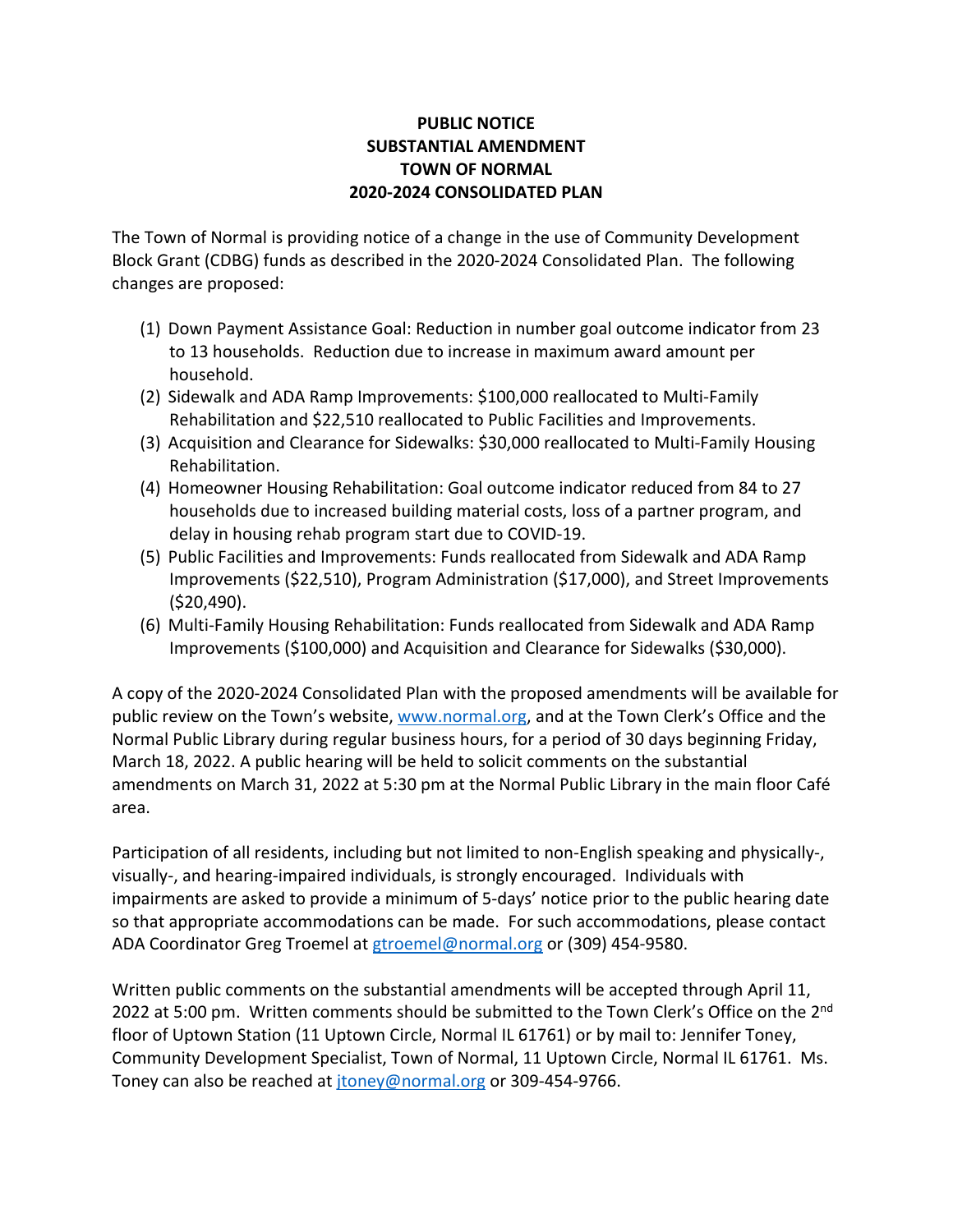**PUBLIC NOTICE**
**SUBSTANTIAL AMENDMENT**
**TOWN OF NORMAL**
**2020-2024 CONSOLIDATED PLAN**

The Town of Normal is providing notice of a change in the use of Community Development Block Grant (CDBG) funds as described in the 2020-2024 Consolidated Plan. The following changes are proposed:

1. Down Payment Assistance Goal: Reduction in number goal outcome indicator from 23 to 13 households. Reduction due to increase in maximum award amount per household.
2. Sidewalk and ADA Ramp Improvements: $100,000 reallocated to Multi-Family Rehabilitation and $22,510 reallocated to Public Facilities and Improvements.
3. Acquisition and Clearance for Sidewalks: $30,000 reallocated to Multi-Family Housing Rehabilitation.
4. Homeowner Housing Rehabilitation: Goal outcome indicator reduced from 84 to 27 households due to increased building material costs, loss of a partner program, and delay in housing rehab program start due to COVID-19.
5. Public Facilities and Improvements: Funds reallocated from Sidewalk and ADA Ramp Improvements ($22,510), Program Administration ($17,000), and Street Improvements ($20,490).
6. Multi-Family Housing Rehabilitation: Funds reallocated from Sidewalk and ADA Ramp Improvements ($100,000) and Acquisition and Clearance for Sidewalks ($30,000).

A copy of the 2020-2024 Consolidated Plan with the proposed amendments will be available for public review on the Town's website, www.normal.org, and at the Town Clerk's Office and the Normal Public Library during regular business hours, for a period of 30 days beginning Friday, March 18, 2022. A public hearing will be held to solicit comments on the substantial amendments on March 31, 2022 at 5:30 pm at the Normal Public Library in the main floor Café area.

Participation of all residents, including but not limited to non-English speaking and physically-, visually-, and hearing-impaired individuals, is strongly encouraged. Individuals with impairments are asked to provide a minimum of 5-days' notice prior to the public hearing date so that appropriate accommodations can be made. For such accommodations, please contact ADA Coordinator Greg Troemel at gtroemel@normal.org or (309) 454-9580.

Written public comments on the substantial amendments will be accepted through April 11, 2022 at 5:00 pm. Written comments should be submitted to the Town Clerk's Office on the 2nd floor of Uptown Station (11 Uptown Circle, Normal IL 61761) or by mail to: Jennifer Toney, Community Development Specialist, Town of Normal, 11 Uptown Circle, Normal IL 61761. Ms. Toney can also be reached at jtoney@normal.org or 309-454-9766.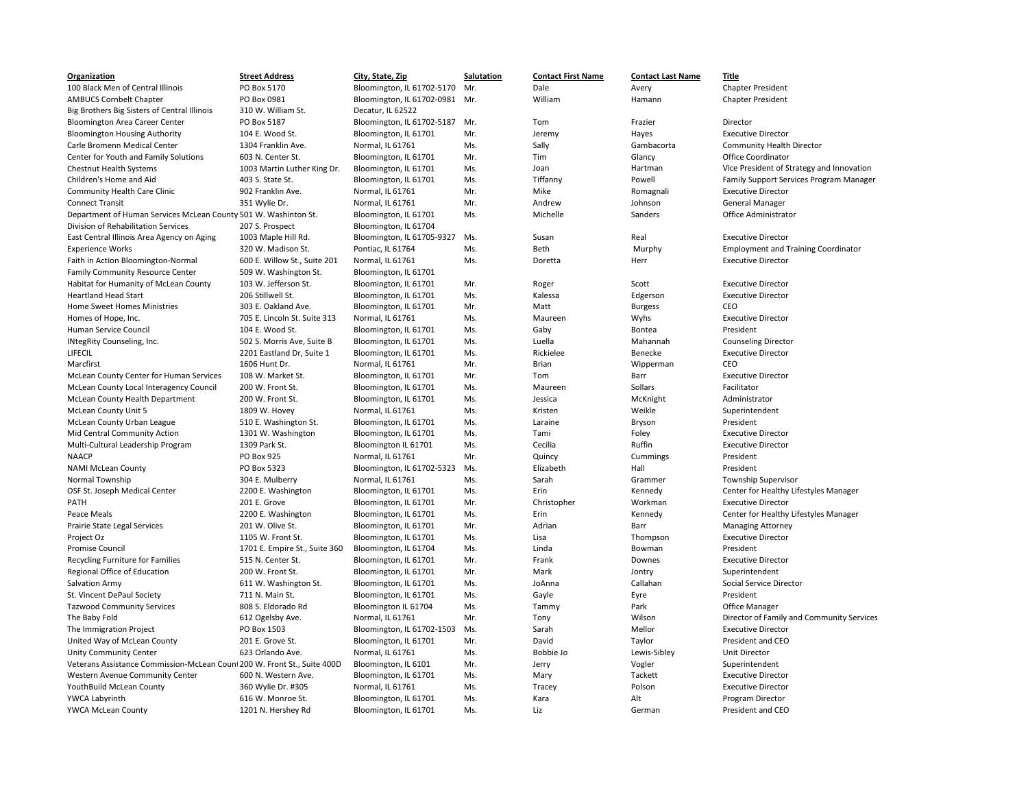| Organization | Street Address | City, State, Zip | Salutation | Contact First Name | Contact Last Name | Title |
|---|---|---|---|---|---|---|
| 100 Black Men of Central Illinois | PO Box 5170 | Bloomington, IL 61702-5170 | Mr. | Dale | Avery | Chapter President |
| AMBUCS Cornbelt Chapter | PO Box 0981 | Bloomington, IL 61702-0981 | Mr. | William | Hamann | Chapter President |
| Big Brothers Big Sisters of Central Illinois | 310 W. William St. | Decatur, IL 62522 | | | | |
| Bloomington Area Career Center | PO Box 5187 | Bloomington, IL 61702-5187 | Mr. | Tom | Frazier | Director |
| Bloomington Housing Authority | 104 E. Wood St. | Bloomington, IL 61701 | Mr. | Jeremy | Hayes | Executive Director |
| Carle Bromenn Medical Center | 1304 Franklin Ave. | Normal, IL 61761 | Ms. | Sally | Gambacorta | Community Health Director |
| Center for Youth and Family Solutions | 603 N. Center St. | Bloomington, IL 61701 | Mr. | Tim | Glancy | Office Coordinator |
| Chestnut Health Systems | 1003 Martin Luther King Dr. | Bloomington, IL 61701 | Ms. | Joan | Hartman | Vice President of Strategy and Innovation |
| Children's Home and Aid | 403 S. State St. | Bloomington, IL 61701 | Ms. | Tiffanny | Powell | Family Support Services Program Manager |
| Community Health Care Clinic | 902 Franklin Ave. | Normal, IL 61761 | Mr. | Mike | Romagnali | Executive Director |
| Connect Transit | 351 Wylie Dr. | Normal, IL 61761 | Mr. | Andrew | Johnson | General Manager |
| Department of Human Services McLean County | 501 W. Washinton St. | Bloomington, IL 61701 | Ms. | Michelle | Sanders | Office Administrator |
| Division of Rehabilitation Services | 207 S. Prospect | Bloomington, IL 61704 | | | | |
| East Central Illinois Area Agency on Aging | 1003 Maple Hill Rd. | Bloomington, IL 61705-9327 | Ms. | Susan | Real | Executive Director |
| Experience Works | 320 W. Madison St. | Pontiac, IL 61764 | Ms. | Beth | Murphy | Employment and Training Coordinator |
| Faith in Action Bloomington-Normal | 600 E. Willow St., Suite 201 | Normal, IL 61761 | Ms. | Doretta | Herr | Executive Director |
| Family Community Resource Center | 509 W. Washington St. | Bloomington, IL 61701 | | | | |
| Habitat for Humanity of McLean County | 103 W. Jefferson St. | Bloomington, IL 61701 | Mr. | Roger | Scott | Executive Director |
| Heartland Head Start | 206 Stillwell St. | Bloomington, IL 61701 | Ms. | Kalessa | Edgerson | Executive Director |
| Home Sweet Homes Ministries | 303 E. Oakland Ave. | Bloomington, IL 61701 | Mr. | Matt | Burgess | CEO |
| Homes of Hope, Inc. | 705 E. Lincoln St. Suite 313 | Normal, IL 61761 | Ms. | Maureen | Wyhs | Executive Director |
| Human Service Council | 104 E. Wood St. | Bloomington, IL 61701 | Ms. | Gaby | Bontea | President |
| INtegRity Counseling, Inc. | 502 S. Morris Ave, Suite B | Bloomington, IL 61701 | Ms. | Luella | Mahannah | Counseling Director |
| LIFECIL | 2201 Eastland Dr, Suite 1 | Bloomington, IL 61701 | Ms. | Rickielee | Benecke | Executive Director |
| Marcfirst | 1606 Hunt Dr. | Normal, IL 61761 | Mr. | Brian | Wipperman | CEO |
| McLean County Center for Human Services | 108 W. Market St. | Bloomington, IL 61701 | Mr. | Tom | Barr | Executive Director |
| McLean County Local Interagency Council | 200 W. Front St. | Bloomington, IL 61701 | Ms. | Maureen | Sollars | Facilitator |
| McLean County Health Department | 200 W. Front St. | Bloomington, IL 61701 | Ms. | Jessica | McKnight | Administrator |
| McLean County Unit 5 | 1809 W. Hovey | Normal, IL 61761 | Ms. | Kristen | Weikle | Superintendent |
| McLean County Urban League | 510 E. Washington St. | Bloomington, IL 61701 | Ms. | Laraine | Bryson | President |
| Mid Central Community Action | 1301 W. Washington | Bloomington, IL 61701 | Ms. | Tami | Foley | Executive Director |
| Multi-Cultural Leadership Program | 1309 Park St. | Bloomington IL 61701 | Ms. | Cecilia | Ruffin | Executive Director |
| NAACP | PO Box 925 | Normal, IL 61761 | Mr. | Quincy | Cummings | President |
| NAMI McLean County | PO Box 5323 | Bloomington, IL 61702-5323 | Ms. | Elizabeth | Hall | President |
| Normal Township | 304 E. Mulberry | Normal, IL 61761 | Ms. | Sarah | Grammer | Township Supervisor |
| OSF St. Joseph Medical Center | 2200 E. Washington | Bloomington, IL 61701 | Ms. | Erin | Kennedy | Center for Healthy Lifestyles Manager |
| PATH | 201 E. Grove | Bloomington, IL 61701 | Mr. | Christopher | Workman | Executive Director |
| Peace Meals | 2200 E. Washington | Bloomington, IL 61701 | Ms. | Erin | Kennedy | Center for Healthy Lifestyles Manager |
| Prairie State Legal Services | 201 W. Olive St. | Bloomington, IL 61701 | Mr. | Adrian | Barr | Managing Attorney |
| Project Oz | 1105 W. Front St. | Bloomington, IL 61701 | Ms. | Lisa | Thompson | Executive Director |
| Promise Council | 1701 E. Empire St., Suite 360 | Bloomington, IL 61704 | Ms. | Linda | Bowman | President |
| Recycling Furniture for Families | 515 N. Center St. | Bloomington, IL 61701 | Mr. | Frank | Downes | Executive Director |
| Regional Office of Education | 200 W. Front St. | Bloomington, IL 61701 | Mr. | Mark | Jontry | Superintendent |
| Salvation Army | 611 W. Washington St. | Bloomington, IL 61701 | Ms. | JoAnna | Callahan | Social Service Director |
| St. Vincent DePaul Society | 711 N. Main St. | Bloomington, IL 61701 | Ms. | Gayle | Eyre | President |
| Tazwood Community Services | 808 S. Eldorado Rd | Bloomington IL 61704 | Ms. | Tammy | Park | Office Manager |
| The Baby Fold | 612 Ogelsby Ave. | Normal, IL 61761 | Mr. | Tony | Wilson | Director of Family and Community Services |
| The Immigration Project | PO Box 1503 | Bloomington, IL 61702-1503 | Ms. | Sarah | Mellor | Executive Director |
| United Way of McLean County | 201 E. Grove St. | Bloomington, IL 61701 | Mr. | David | Taylor | President and CEO |
| Unity Community Center | 623 Orlando Ave. | Normal, IL 61761 | Ms. | Bobbie Jo | Lewis-Sibley | Unit Director |
| Veterans Assistance Commission-McLean Count | 200 W. Front St., Suite 400D | Bloomington, IL 6101 | Mr. | Jerry | Vogler | Superintendent |
| Western Avenue Community Center | 600 N. Western Ave. | Bloomington, IL 61701 | Ms. | Mary | Tackett | Executive Director |
| YouthBuild McLean County | 360 Wylie Dr. #305 | Normal, IL 61761 | Ms. | Tracey | Polson | Executive Director |
| YWCA Labyrinth | 616 W. Monroe St. | Bloomington, IL 61701 | Ms. | Kara | Alt | Program Director |
| YWCA McLean County | 1201 N. Hershey Rd | Bloomington, IL 61701 | Ms. | Liz | German | President and CEO |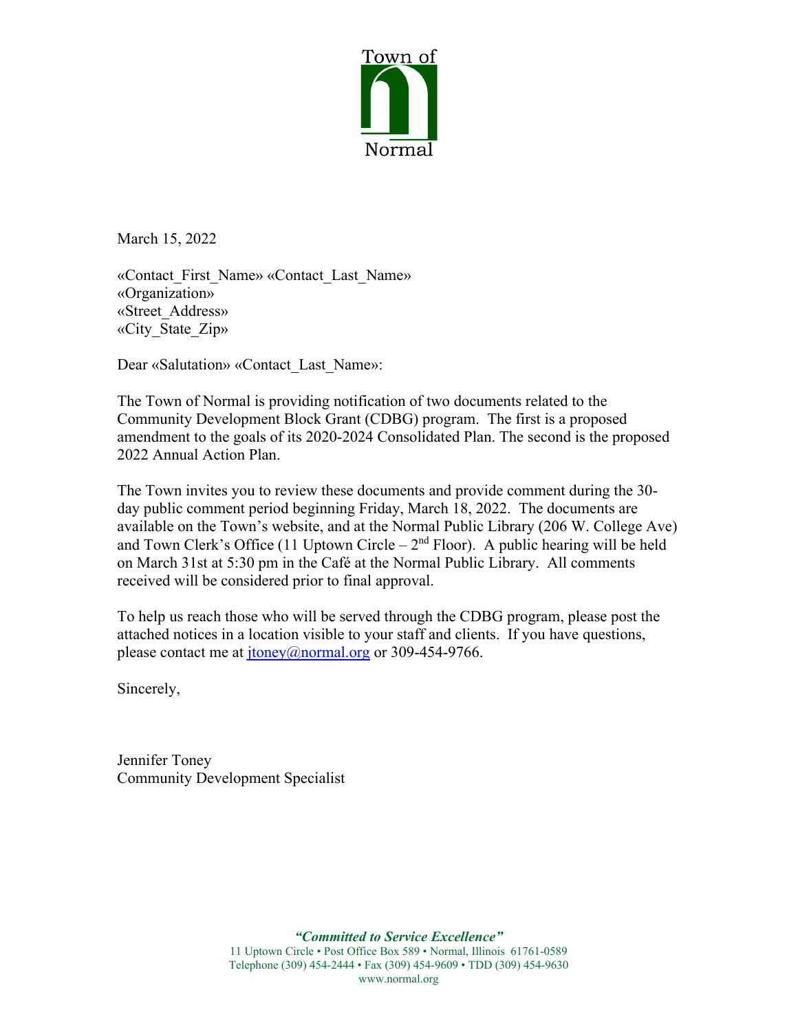Town of

Normal

March 15, 2022

«Contact_First_Name» «Contact_Last_Name»
«Organization»
«Street_Address»
«City_State_Zip»

Dear «Salutation» «Contact_Last_Name»:

The Town of Normal is providing notification of two documents related to the Community Development Block Grant (CDBG) program. The first is a proposed amendment to the goals of its 2020-2024 Consolidated Plan. The second is the proposed 2022 Annual Action Plan.

The Town invites you to review these documents and provide comment during the 30-day public comment period beginning Friday, March 18, 2022. The documents are available on the Town's website, and at the Normal Public Library (206 W. College Ave) and Town Clerk's Office (11 Uptown Circle – 2nd Floor). A public hearing will be held on March 31st at 5:30 pm in the Café at the Normal Public Library. All comments received will be considered prior to final approval.

To help us reach those who will be served through the CDBG program, please post the attached notices in a location visible to your staff and clients. If you have questions, please contact me at jtoney@normal.org or 309-454-9766.

Sincerely,

Jennifer Toney
Community Development Specialist

*"Committed to Service Excellence"*
11 Uptown Circle • Post Office Box 589 • Normal, Illinois 61761-0589
Telephone (309) 454-2444 • Fax (309) 454-9609 • TDD (309) 454-9630
www.normal.org